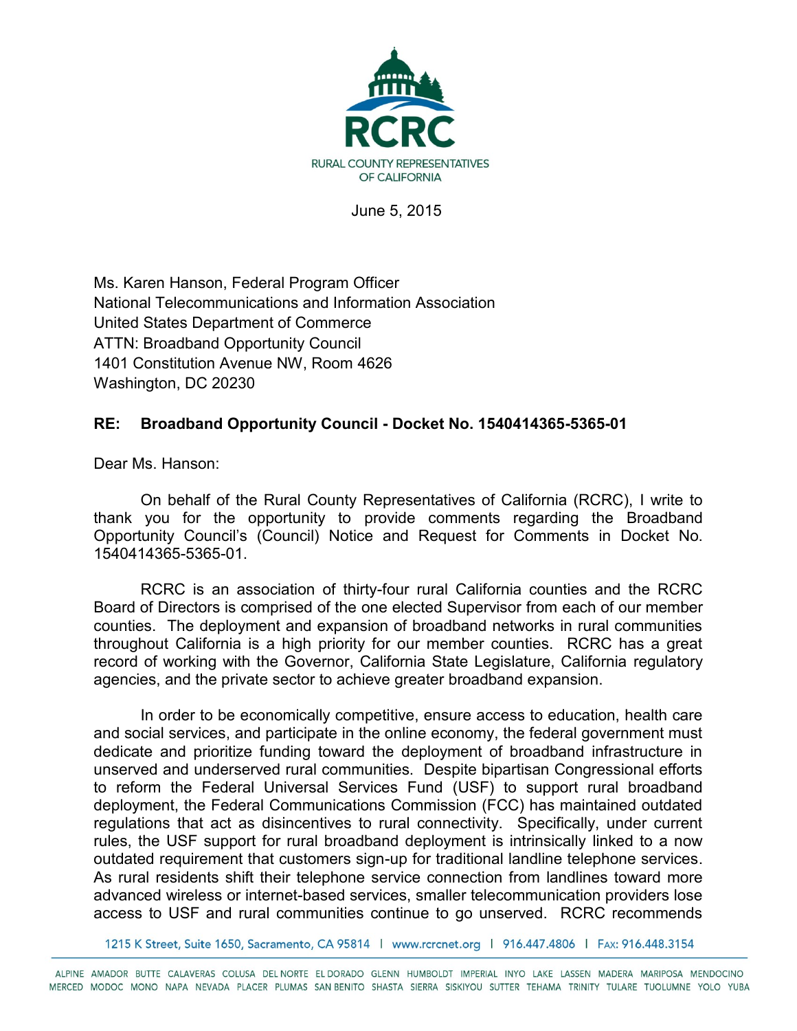RCRC

RURAL COUNTY REPRESENTATIVES OF CALIFORNIA

June 5, 2015

Ms. Karen Hanson, Federal Program Officer
National Telecommunications and Information Association
United States Department of Commerce
ATTN: Broadband Opportunity Council
1401 Constitution Avenue NW, Room 4626
Washington, DC 20230

**RE: Broadband Opportunity Council - Docket No. 1540414365-5365-01**

Dear Ms. Hanson:

On behalf of the Rural County Representatives of California (RCRC), I write to thank you for the opportunity to provide comments regarding the Broadband Opportunity Council's (Council) Notice and Request for Comments in Docket No. 1540414365-5365-01.

RCRC is an association of thirty-four rural California counties and the RCRC Board of Directors is comprised of the one elected Supervisor from each of our member counties. The deployment and expansion of broadband networks in rural communities throughout California is a high priority for our member counties. RCRC has a great record of working with the Governor, California State Legislature, California regulatory agencies, and the private sector to achieve greater broadband expansion.

In order to be economically competitive, ensure access to education, health care and social services, and participate in the online economy, the federal government must dedicate and prioritize funding toward the deployment of broadband infrastructure in unserved and underserved rural communities. Despite bipartisan Congressional efforts to reform the Federal Universal Services Fund (USF) to support rural broadband deployment, the Federal Communications Commission (FCC) has maintained outdated regulations that act as disincentives to rural connectivity. Specifically, under current rules, the USF support for rural broadband deployment is intrinsically linked to a now outdated requirement that customers sign-up for traditional landline telephone services. As rural residents shift their telephone service connection from landlines toward more advanced wireless or internet-based services, smaller telecommunication providers lose access to USF and rural communities continue to go unserved. RCRC recommends

1215 K Street, Suite 1650, Sacramento, CA 95814 | www.rcrcnet.org | 916.447.4806 | Fax: 916.448.3154

ALPINE AMADOR BUTTE CALAVERAS COLUSA DEL NORTE EL DORADO GLENN HUMBOLDT IMPERIAL INYO LAKE LASSEN MADERA MARIPOSA MENDOCINO MERCED MODOC MONO NAPA NEVADA PLACER PLUMAS SAN BENITO SHASTA SIERRA SISKIYOU SUTTER TEHAMA TRINITY TULARE TUOLUMNE YOLO YUBA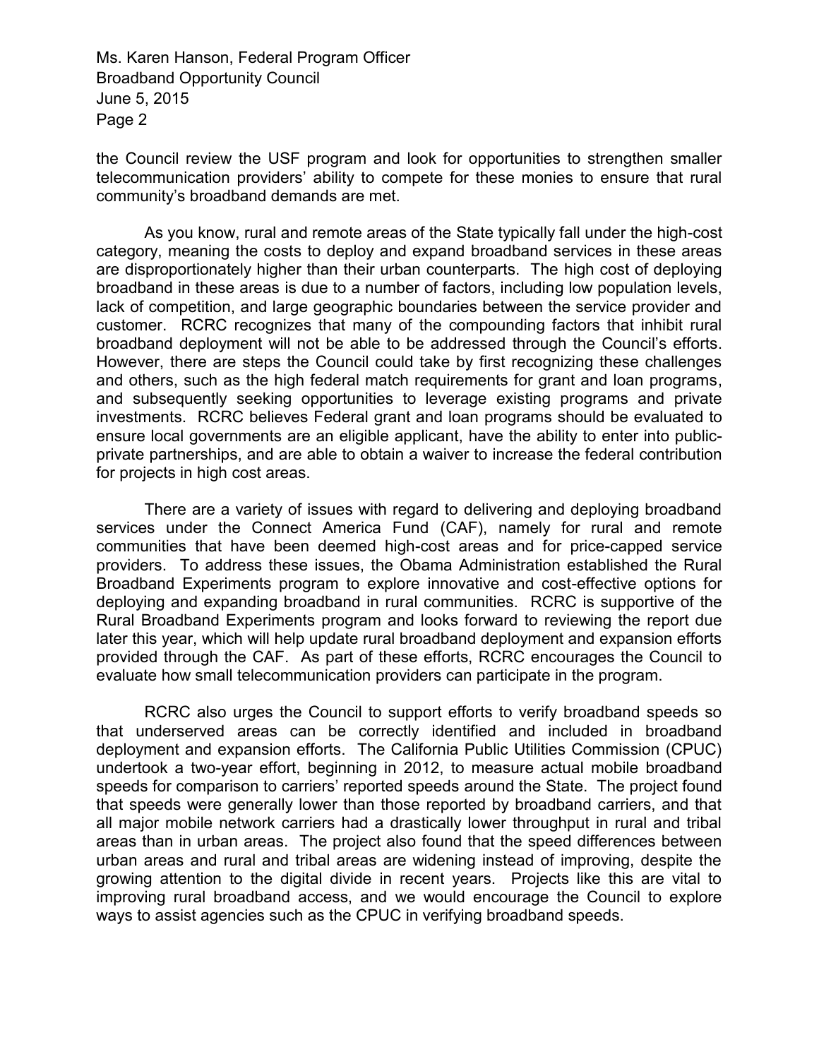the Council review the USF program and look for opportunities to strengthen smaller telecommunication providers' ability to compete for these monies to ensure that rural community's broadband demands are met.

As you know, rural and remote areas of the State typically fall under the high-cost category, meaning the costs to deploy and expand broadband services in these areas are disproportionately higher than their urban counterparts. The high cost of deploying broadband in these areas is due to a number of factors, including low population levels, lack of competition, and large geographic boundaries between the service provider and customer. RCRC recognizes that many of the compounding factors that inhibit rural broadband deployment will not be able to be addressed through the Council's efforts. However, there are steps the Council could take by first recognizing these challenges and others, such as the high federal match requirements for grant and loan programs, and subsequently seeking opportunities to leverage existing programs and private investments. RCRC believes Federal grant and loan programs should be evaluated to ensure local governments are an eligible applicant, have the ability to enter into public-private partnerships, and are able to obtain a waiver to increase the federal contribution for projects in high cost areas.

There are a variety of issues with regard to delivering and deploying broadband services under the Connect America Fund (CAF), namely for rural and remote communities that have been deemed high-cost areas and for price-capped service providers. To address these issues, the Obama Administration established the Rural Broadband Experiments program to explore innovative and cost-effective options for deploying and expanding broadband in rural communities. RCRC is supportive of the Rural Broadband Experiments program and looks forward to reviewing the report due later this year, which will help update rural broadband deployment and expansion efforts provided through the CAF. As part of these efforts, RCRC encourages the Council to evaluate how small telecommunication providers can participate in the program.

RCRC also urges the Council to support efforts to verify broadband speeds so that underserved areas can be correctly identified and included in broadband deployment and expansion efforts. The California Public Utilities Commission (CPUC) undertook a two-year effort, beginning in 2012, to measure actual mobile broadband speeds for comparison to carriers' reported speeds around the State. The project found that speeds were generally lower than those reported by broadband carriers, and that all major mobile network carriers had a drastically lower throughput in rural and tribal areas than in urban areas. The project also found that the speed differences between urban areas and rural and tribal areas are widening instead of improving, despite the growing attention to the digital divide in recent years. Projects like this are vital to improving rural broadband access, and we would encourage the Council to explore ways to assist agencies such as the CPUC in verifying broadband speeds.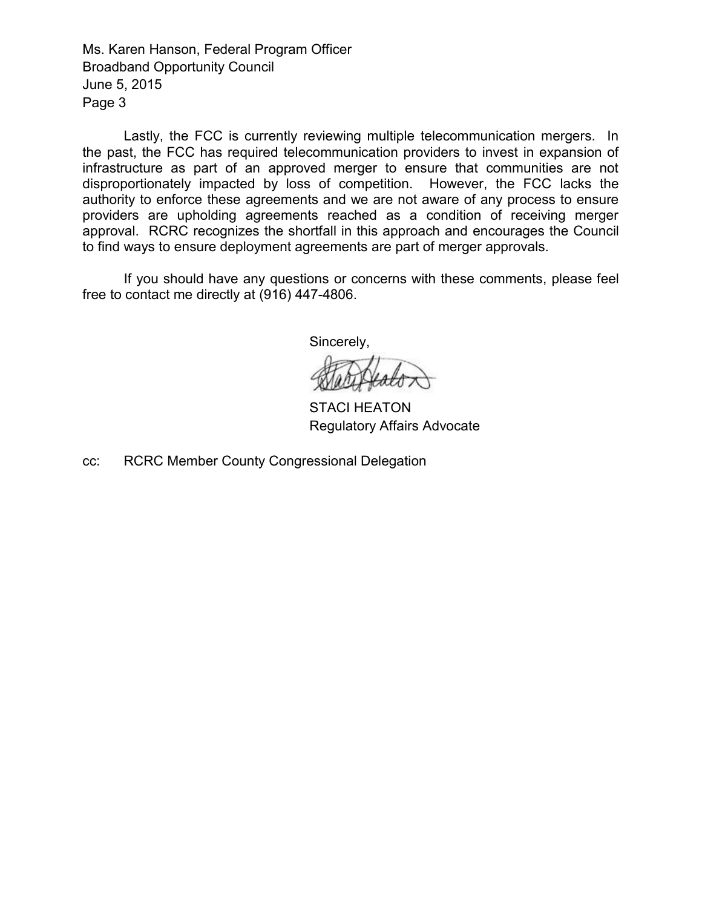Lastly, the FCC is currently reviewing multiple telecommunication mergers. In the past, the FCC has required telecommunication providers to invest in expansion of infrastructure as part of an approved merger to ensure that communities are not disproportionately impacted by loss of competition. However, the FCC lacks the authority to enforce these agreements and we are not aware of any process to ensure providers are upholding agreements reached as a condition of receiving merger approval. RCRC recognizes the shortfall in this approach and encourages the Council to find ways to ensure deployment agreements are part of merger approvals.

If you should have any questions or concerns with these comments, please feel free to contact me directly at (916) 447-4806.

Sincerely,

STACI HEATON
Regulatory Affairs Advocate

cc: RCRC Member County Congressional Delegation